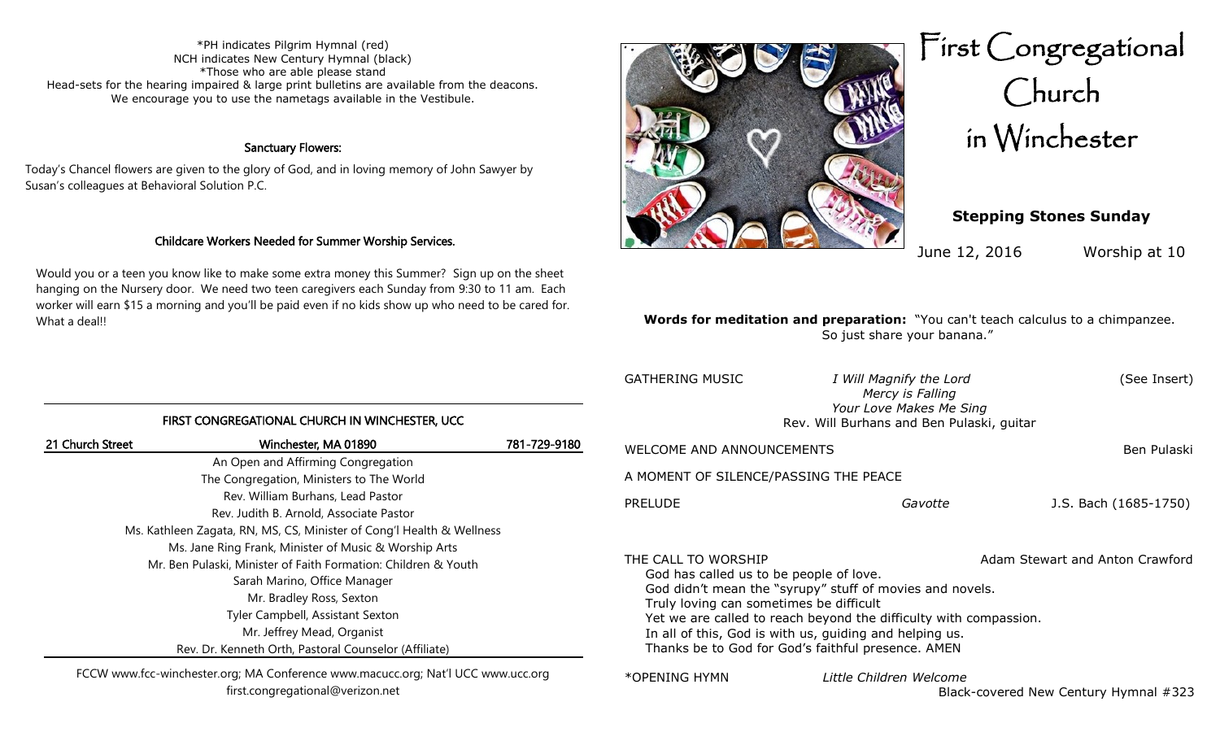*PH indicates Pilgrim Hymnal (red)
NCH indicates New Century Hymnal (black)
*Those who are able please stand
Head-sets for the hearing impaired & large print bulletins are available from the deacons.
We encourage you to use the nametags available in the Vestibule.

**Sanctuary Flowers:**

Today's Chancel flowers are given to the glory of God, and in loving memory of John Sawyer by Susan's colleagues at Behavioral Solution P.C.

**Childcare Workers Needed for Summer Worship Services.**

Would you or a teen you know like to make some extra money this Summer? Sign up on the sheet hanging on the Nursery door. We need two teen caregivers each Sunday from 9:30 to 11 am. Each worker will earn $15 a morning and you'll be paid even if no kids show up who need to be cared for. What a deal!!

**FIRST CONGREGATIONAL CHURCH IN WINCHESTER, UCC**

21 Church Street | Winchester, MA 01890 | 781-729-9180

An Open and Affirming Congregation
The Congregation, Ministers to The World
Rev. William Burhans, Lead Pastor
Rev. Judith B. Arnold, Associate Pastor
Ms. Kathleen Zagata, RN, MS, CS, Minister of Cong'l Health & Wellness
Ms. Jane Ring Frank, Minister of Music & Worship Arts
Mr. Ben Pulaski, Minister of Faith Formation: Children & Youth
Sarah Marino, Office Manager
Mr. Bradley Ross, Sexton
Tyler Campbell, Assistant Sexton
Mr. Jeffrey Mead, Organist
Rev. Dr. Kenneth Orth, Pastoral Counselor (Affiliate)

FCCW www.fcc-winchester.org; MA Conference www.macucc.org; Nat'l UCC www.ucc.org
first.congregational@verizon.net

# First Congregational Church in Winchester

## Stepping Stones Sunday

June 12, 2016 Worship at 10

**Words for meditation and preparation:** "You can't teach calculus to a chimpanzee. So just share your banana."

GATHERING MUSIC — *I Will Magnify the Lord* / *Mercy is Falling* / *Your Love Makes Me Sing* — Rev. Will Burhans and Ben Pulaski, guitar (See Insert)

WELCOME AND ANNOUNCEMENTS — Ben Pulaski

A MOMENT OF SILENCE/PASSING THE PEACE

PRELUDE — *Gavotte* — J.S. Bach (1685-1750)

THE CALL TO WORSHIP — Adam Stewart and Anton Crawford

God has called us to be people of love.
God didn't mean the "syrupy" stuff of movies and novels.
Truly loving can sometimes be difficult
Yet we are called to reach beyond the difficulty with compassion.
In all of this, God is with us, guiding and helping us.
Thanks be to God for God's faithful presence. AMEN

*OPENING HYMN — *Little Children Welcome* — Black-covered New Century Hymnal #323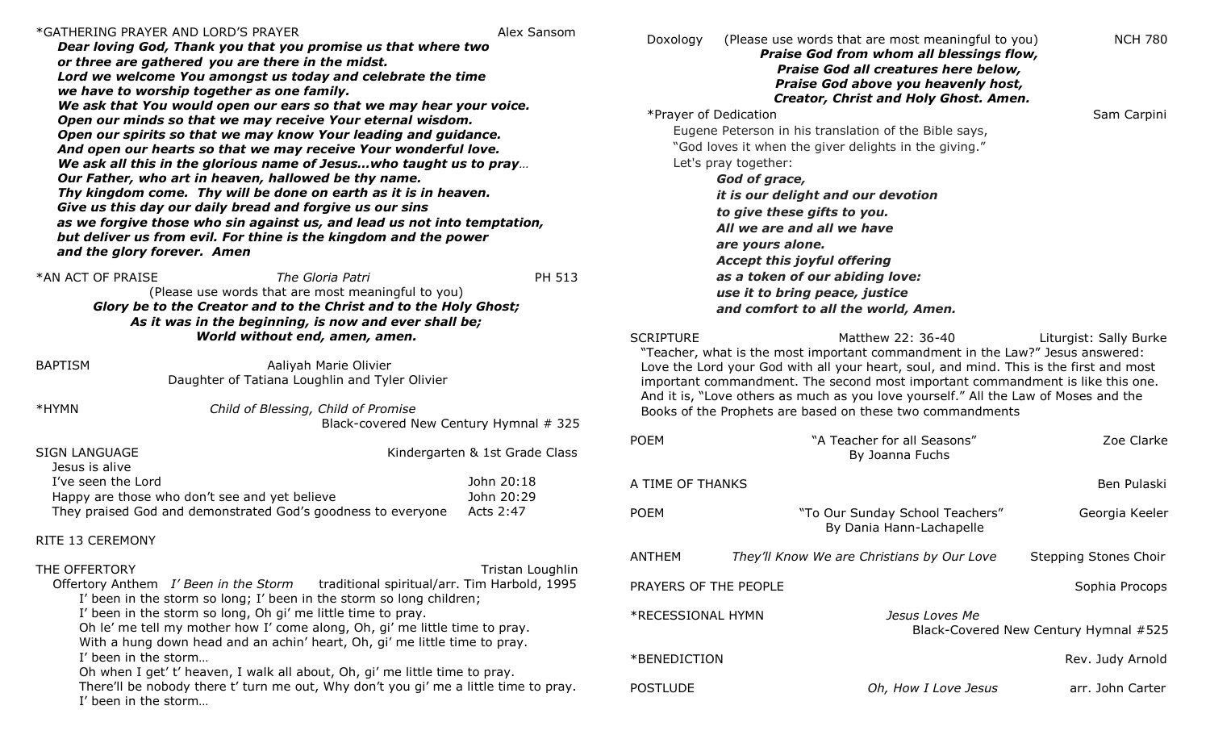*GATHERING PRAYER AND LORD'S PRAYER Alex Sansom

***Dear loving God, Thank you that you promise us that where two or three are gathered you are there in the midst.***
***Lord we welcome You amongst us today and celebrate the time we have to worship together as one family.***
***We ask that You would open our ears so that we may hear your voice.***
***Open our minds so that we may receive Your eternal wisdom.***
***Open our spirits so that we may know Your leading and guidance.***
***And open our hearts so that we may receive Your wonderful love.***
***We ask all this in the glorious name of Jesus...who taught us to pray...***
***Our Father, who art in heaven, hallowed be thy name.***
***Thy kingdom come. Thy will be done on earth as it is in heaven.***
***Give us this day our daily bread and forgive us our sins***
***as we forgive those who sin against us, and lead us not into temptation,***
***but deliver us from evil. For thine is the kingdom and the power***
***and the glory forever. Amen***

*AN ACT OF PRAISE *The Gloria Patri* PH 513
(Please use words that are most meaningful to you)
***Glory be to the Creator and to the Christ and to the Holy Ghost;***
***As it was in the beginning, is now and ever shall be;***
***World without end, amen, amen.***

BAPTISM Aaliyah Marie Olivier
Daughter of Tatiana Loughlin and Tyler Olivier

*HYMN *Child of Blessing, Child of Promise*
Black-covered New Century Hymnal # 325

SIGN LANGUAGE Kindergarten & 1st Grade Class

Jesus is alive
I've seen the Lord John 20:18
Happy are those who don't see and yet believe John 20:29
They praised God and demonstrated God's goodness to everyone Acts 2:47

RITE 13 CEREMONY

THE OFFERTORY Tristan Loughlin

Offertory Anthem *I' Been in the Storm* traditional spiritual/arr. Tim Harbold, 1995

I' been in the storm so long; I' been in the storm so long children;
I' been in the storm so long, Oh gi' me little time to pray.
Oh le' me tell my mother how I' come along, Oh, gi' me little time to pray.
With a hung down head and an achin' heart, Oh, gi' me little time to pray.
I' been in the storm...
Oh when I get' t' heaven, I walk all about, Oh, gi' me little time to pray.
There'll be nobody there t' turn me out, Why don't you gi' me a little time to pray.
I' been in the storm...

Doxology (Please use words that are most meaningful to you) NCH 780
***Praise God from whom all blessings flow,***
***Praise God all creatures here below,***
***Praise God above you heavenly host,***
***Creator, Christ and Holy Ghost. Amen.***

*Prayer of Dedication Sam Carpini

Eugene Peterson in his translation of the Bible says,
"God loves it when the giver delights in the giving."
Let's pray together:

***God of grace,***
***it is our delight and our devotion***
***to give these gifts to you.***
***All we are and all we have***
***are yours alone.***
***Accept this joyful offering***
***as a token of our abiding love:***
***use it to bring peace, justice***
***and comfort to all the world, Amen.***

SCRIPTURE Matthew 22: 36-40 Liturgist: Sally Burke

"Teacher, what is the most important commandment in the Law?" Jesus answered: Love the Lord your God with all your heart, soul, and mind. This is the first and most important commandment. The second most important commandment is like this one. And it is, "Love others as much as you love yourself." All the Law of Moses and the Books of the Prophets are based on these two commandments

POEM "A Teacher for all Seasons" By Joanna Fuchs Zoe Clarke

A TIME OF THANKS Ben Pulaski

POEM "To Our Sunday School Teachers" By Dania Hann-Lachapelle Georgia Keeler

ANTHEM *They'll Know We are Christians by Our Love* Stepping Stones Choir

PRAYERS OF THE PEOPLE Sophia Procops

*RECESSIONAL HYMN *Jesus Loves Me*
Black-Covered New Century Hymnal #525

*BENEDICTION Rev. Judy Arnold

POSTLUDE *Oh, How I Love Jesus* arr. John Carter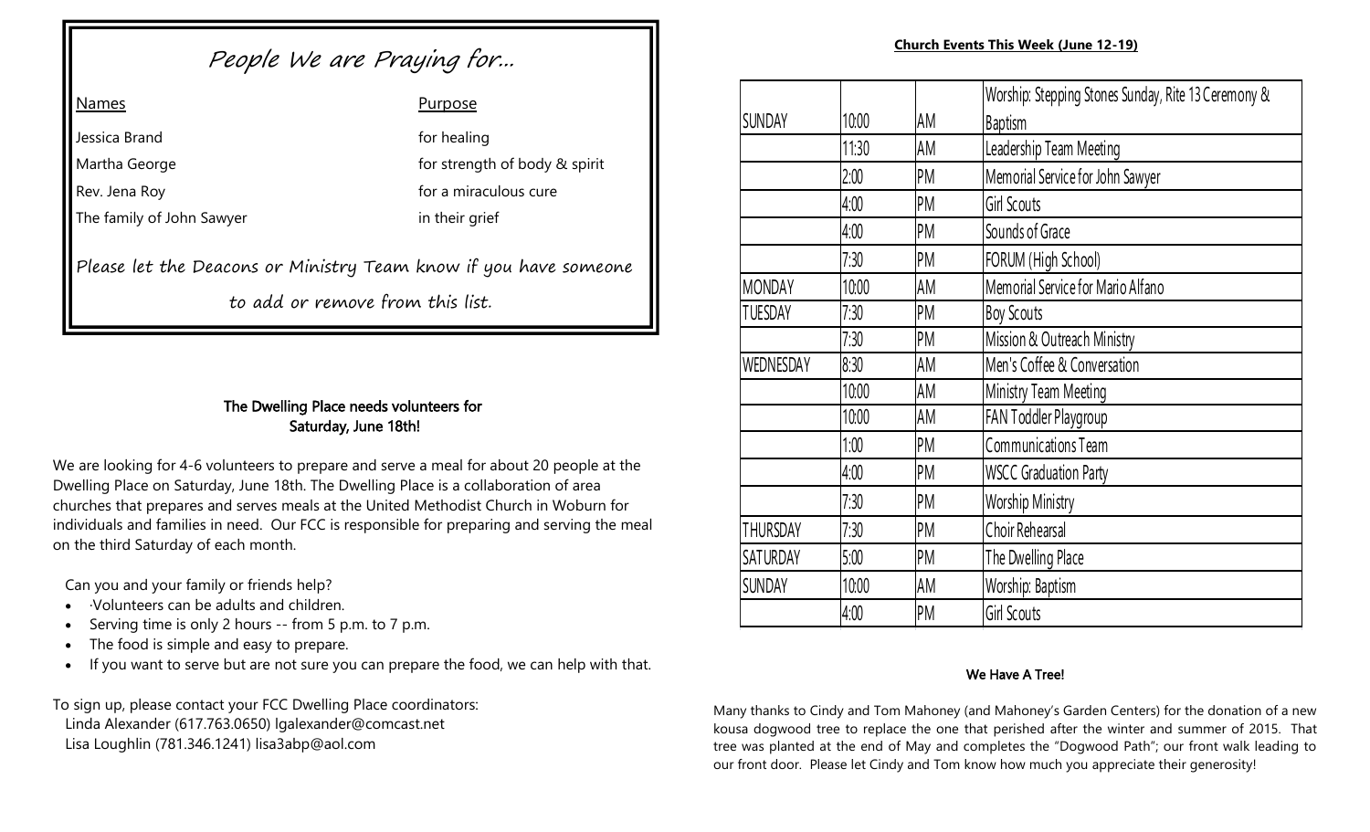## People We are Praying for...

| Names | Purpose |
| --- | --- |
| Jessica Brand | for healing |
| Martha George | for strength of body & spirit |
| Rev. Jena Roy | for a miraculous cure |
| The family of John Sawyer | in their grief |

*Please let the Deacons or Ministry Team know if you have someone to add or remove from this list.*

### The Dwelling Place needs volunteers for Saturday, June 18th!

We are looking for 4-6 volunteers to prepare and serve a meal for about 20 people at the Dwelling Place on Saturday, June 18th. The Dwelling Place is a collaboration of area churches that prepares and serves meals at the United Methodist Church in Woburn for individuals and families in need. Our FCC is responsible for preparing and serving the meal on the third Saturday of each month.

Can you and your family or friends help?

- ·Volunteers can be adults and children.
- Serving time is only 2 hours -- from 5 p.m. to 7 p.m.
- The food is simple and easy to prepare.
- If you want to serve but are not sure you can prepare the food, we can help with that.

To sign up, please contact your FCC Dwelling Place coordinators:
Linda Alexander (617.763.0650) lgalexander@comcast.net
Lisa Loughlin (781.346.1241) lisa3abp@aol.com

### Church Events This Week (June 12-19)

| Day | Time | | Event |
| --- | --- | --- | --- |
| SUNDAY | 10:00 | AM | Worship: Stepping Stones Sunday, Rite 13 Ceremony & Baptism |
| | 11:30 | AM | Leadership Team Meeting |
| | 2:00 | PM | Memorial Service for John Sawyer |
| | 4:00 | PM | Girl Scouts |
| | 4:00 | PM | Sounds of Grace |
| | 7:30 | PM | FORUM (High School) |
| MONDAY | 10:00 | AM | Memorial Service for Mario Alfano |
| TUESDAY | 7:30 | PM | Boy Scouts |
| | 7:30 | PM | Mission & Outreach Ministry |
| WEDNESDAY | 8:30 | AM | Men's Coffee & Conversation |
| | 10:00 | AM | Ministry Team Meeting |
| | 10:00 | AM | FAN Toddler Playgroup |
| | 1:00 | PM | Communications Team |
| | 4:00 | PM | WSCC Graduation Party |
| | 7:30 | PM | Worship Ministry |
| THURSDAY | 7:30 | PM | Choir Rehearsal |
| SATURDAY | 5:00 | PM | The Dwelling Place |
| SUNDAY | 10:00 | AM | Worship: Baptism |
| | 4:00 | PM | Girl Scouts |

### We Have A Tree!

Many thanks to Cindy and Tom Mahoney (and Mahoney's Garden Centers) for the donation of a new kousa dogwood tree to replace the one that perished after the winter and summer of 2015. That tree was planted at the end of May and completes the "Dogwood Path"; our front walk leading to our front door. Please let Cindy and Tom know how much you appreciate their generosity!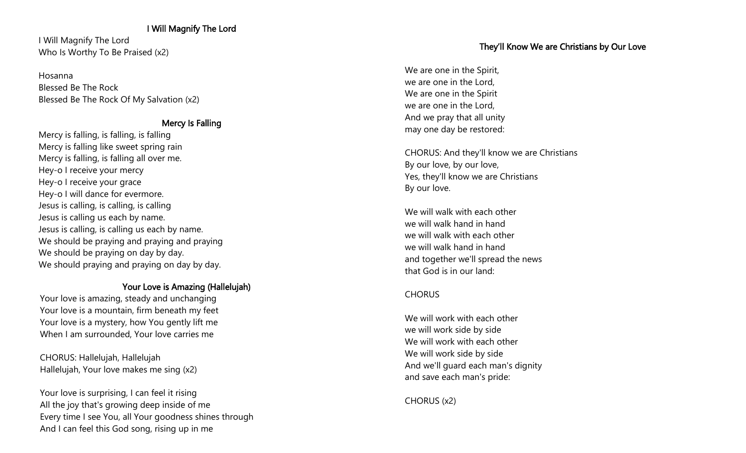## I Will Magnify The Lord

I Will Magnify The Lord
Who Is Worthy To Be Praised (x2)

Hosanna
Blessed Be The Rock
Blessed Be The Rock Of My Salvation (x2)

## Mercy Is Falling

Mercy is falling, is falling, is falling
Mercy is falling like sweet spring rain
Mercy is falling, is falling all over me.
Hey-o I receive your mercy
Hey-o I receive your grace
Hey-o I will dance for evermore.
Jesus is calling, is calling, is calling
Jesus is calling us each by name.
Jesus is calling, is calling us each by name.
We should be praying and praying and praying
We should be praying on day by day.
We should praying and praying on day by day.

## Your Love is Amazing (Hallelujah)

Your love is amazing, steady and unchanging
Your love is a mountain, firm beneath my feet
Your love is a mystery, how You gently lift me
When I am surrounded, Your love carries me

CHORUS: Hallelujah, Hallelujah
Hallelujah, Your love makes me sing (x2)

Your love is surprising, I can feel it rising
All the joy that's growing deep inside of me
Every time I see You, all Your goodness shines through
And I can feel this God song, rising up in me

## They'll Know We are Christians by Our Love

We are one in the Spirit,
we are one in the Lord,
We are one in the Spirit
we are one in the Lord,
And we pray that all unity
may one day be restored:

CHORUS: And they'll know we are Christians
By our love, by our love,
Yes, they'll know we are Christians
By our love.

We will walk with each other
we will walk hand in hand
we will walk with each other
we will walk hand in hand
and together we'll spread the news
that God is in our land:

CHORUS

We will work with each other
we will work side by side
We will work with each other
We will work side by side
And we'll guard each man's dignity
and save each man's pride:

CHORUS (x2)